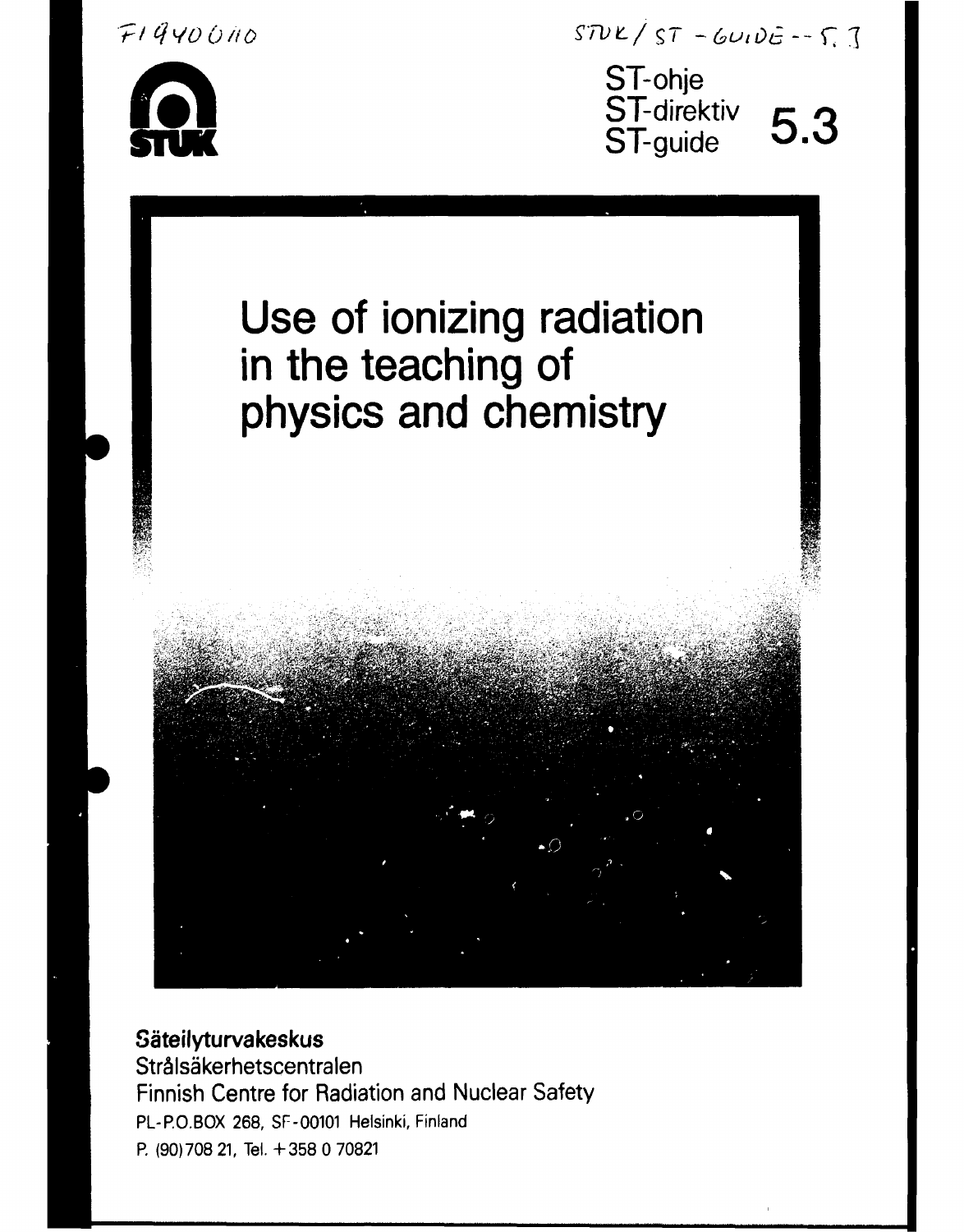FI9400110

STUK/ST-GUIDE--5.3

STUK

ST-ohje
ST-direktiv
ST-guide **5.3**

# Use of ionizing radiation in the teaching of physics and chemistry

**Säteilyturvakeskus**
Strålsäkerhetscentralen
Finnish Centre for Radiation and Nuclear Safety
PL-P.O.BOX 268, SF-00101 Helsinki, Finland
P. (90)708 21, Tel. +358 0 70821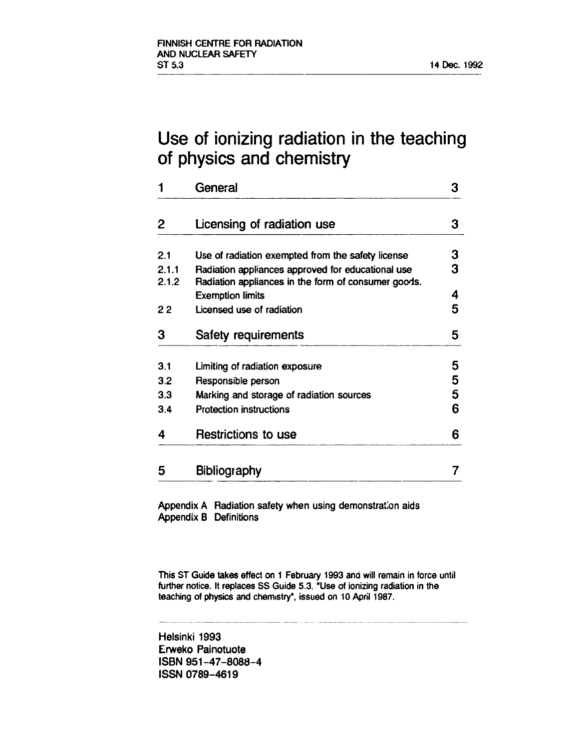FINNISH CENTRE FOR RADIATION AND NUCLEAR SAFETY
ST 5.3

14 Dec. 1992

# Use of ionizing radiation in the teaching of physics and chemistry

| | | |
|---|---|---|
| **1** | **General** | **3** |
| **2** | **Licensing of radiation use** | **3** |
| 2.1 | Use of radiation exempted from the safety license | 3 |
| 2.1.1 | Radiation appliances approved for educational use | 3 |
| 2.1.2 | Radiation appliances in the form of consumer goods. Exemption limits | 4 |
| 2 2 | Licensed use of radiation | 5 |
| **3** | **Safety requirements** | **5** |
| 3.1 | Limiting of radiation exposure | 5 |
| 3.2 | Responsible person | 5 |
| 3.3 | Marking and storage of radiation sources | 5 |
| 3.4 | Protection instructions | 6 |
| **4** | **Restrictions to use** | **6** |
| **5** | **Bibliography** | **7** |

Appendix A Radiation safety when using demonstration aids
Appendix B Definitions

This ST Guide takes effect on 1 February 1993 and will remain in force until further notice. It replaces SS Guide 5.3, "Use of ionizing radiation in the teaching of physics and chemistry", issued on 10 April 1987.

Helsinki 1993
Erweko Painotuote
ISBN 951-47-8088-4
ISSN 0789-4619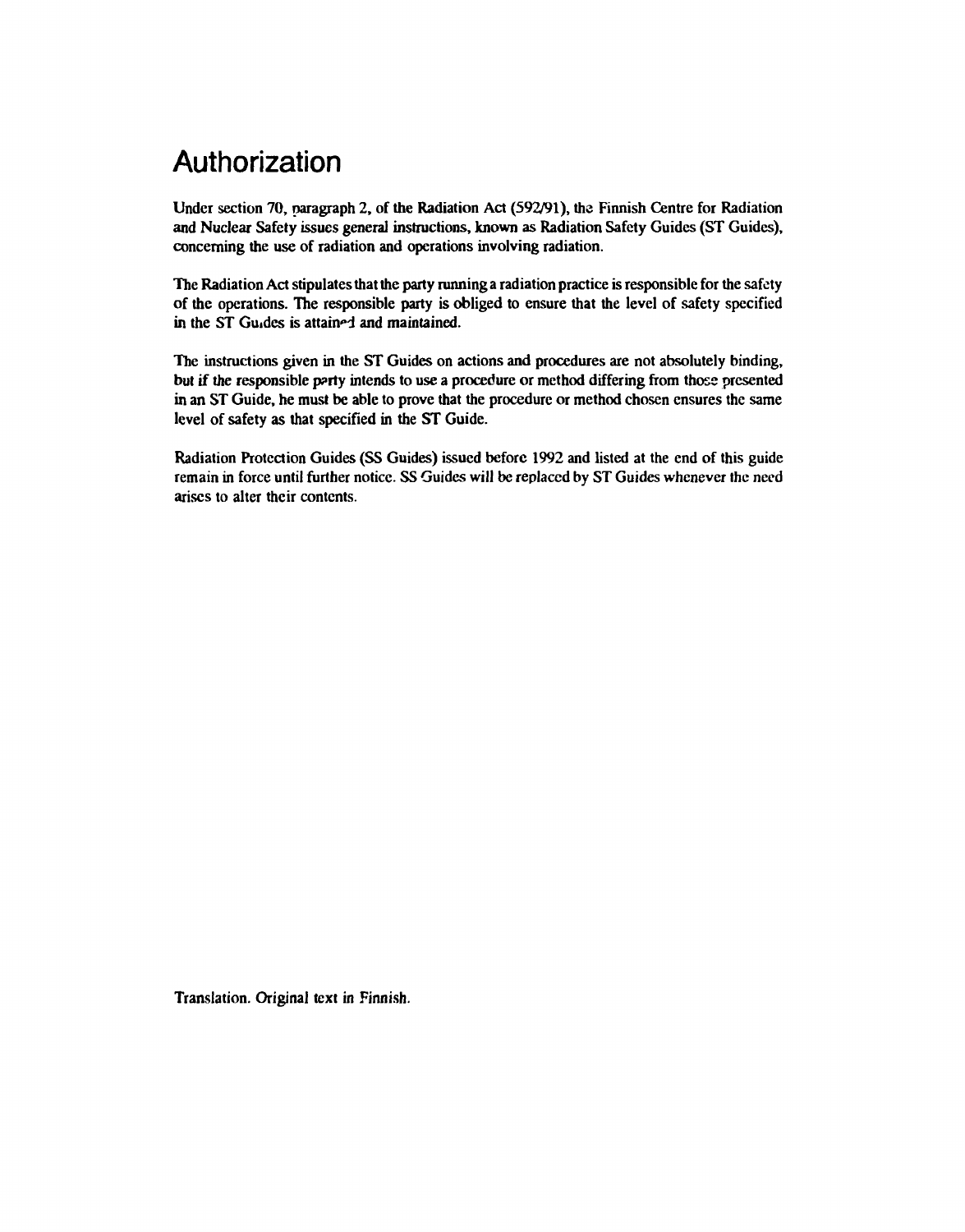# Authorization

Under section 70, paragraph 2, of the Radiation Act (592/91), the Finnish Centre for Radiation and Nuclear Safety issues general instructions, known as Radiation Safety Guides (ST Guides), concerning the use of radiation and operations involving radiation.

The Radiation Act stipulates that the party running a radiation practice is responsible for the safety of the operations. The responsible party is obliged to ensure that the level of safety specified in the ST Guides is attained and maintained.

The instructions given in the ST Guides on actions and procedures are not absolutely binding, but if the responsible party intends to use a procedure or method differing from those presented in an ST Guide, he must be able to prove that the procedure or method chosen ensures the same level of safety as that specified in the ST Guide.

Radiation Protection Guides (SS Guides) issued before 1992 and listed at the end of this guide remain in force until further notice. SS Guides will be replaced by ST Guides whenever the need arises to alter their contents.

Translation. Original text in Finnish.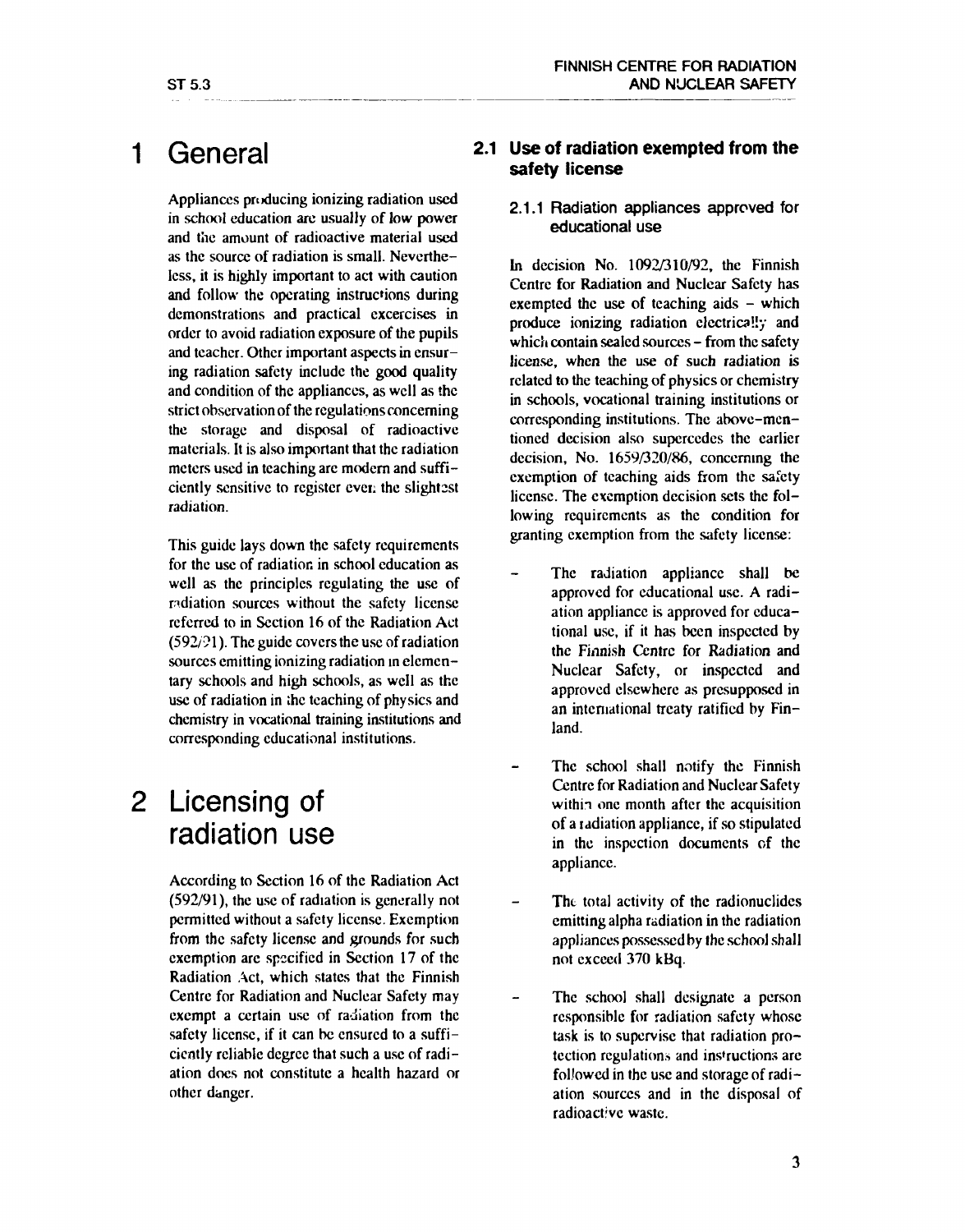# 1 General

Appliances producing ionizing radiation used in school education are usually of low power and the amount of radioactive material used as the source of radiation is small. Nevertheless, it is highly important to act with caution and follow the operating instructions during demonstrations and practical excercises in order to avoid radiation exposure of the pupils and teacher. Other important aspects in ensuring radiation safety include the good quality and condition of the appliances, as well as the strict observation of the regulations concerning the storage and disposal of radioactive materials. It is also important that the radiation meters used in teaching are modern and sufficiently sensitive to register even the slightest radiation.

This guide lays down the safety requirements for the use of radiation in school education as well as the principles regulating the use of radiation sources without the safety license referred to in Section 16 of the Radiation Act (592/91). The guide covers the use of radiation sources emitting ionizing radiation in elementary schools and high schools, as well as the use of radiation in the teaching of physics and chemistry in vocational training institutions and corresponding educational institutions.

# 2 Licensing of radiation use

According to Section 16 of the Radiation Act (592/91), the use of radiation is generally not permitted without a safety license. Exemption from the safety license and grounds for such exemption are specified in Section 17 of the Radiation Act, which states that the Finnish Centre for Radiation and Nuclear Safety may exempt a certain use of radiation from the safety license, if it can be ensured to a sufficiently reliable degree that such a use of radiation does not constitute a health hazard or other danger.

## 2.1 Use of radiation exempted from the safety license

### 2.1.1 Radiation appliances approved for educational use

In decision No. 1092/310/92, the Finnish Centre for Radiation and Nuclear Safety has exempted the use of teaching aids – which produce ionizing radiation electrically and which contain sealed sources – from the safety license, when the use of such radiation is related to the teaching of physics or chemistry in schools, vocational training institutions or corresponding institutions. The above-mentioned decision also supercedes the earlier decision, No. 1659/320/86, concerning the exemption of teaching aids from the safety license. The exemption decision sets the following requirements as the condition for granting exemption from the safety license:

- The radiation appliance shall be approved for educational use. A radiation appliance is approved for educational use, if it has been inspected by the Finnish Centre for Radiation and Nuclear Safety, or inspected and approved elsewhere as presupposed in an international treaty ratified by Finland.

- The school shall notify the Finnish Centre for Radiation and Nuclear Safety within one month after the acquisition of a radiation appliance, if so stipulated in the inspection documents of the appliance.

- The total activity of the radionuclides emitting alpha radiation in the radiation appliances possessed by the school shall not exceed 370 kBq.

- The school shall designate a person responsible for radiation safety whose task is to supervise that radiation protection regulations and instructions are followed in the use and storage of radiation sources and in the disposal of radioactive waste.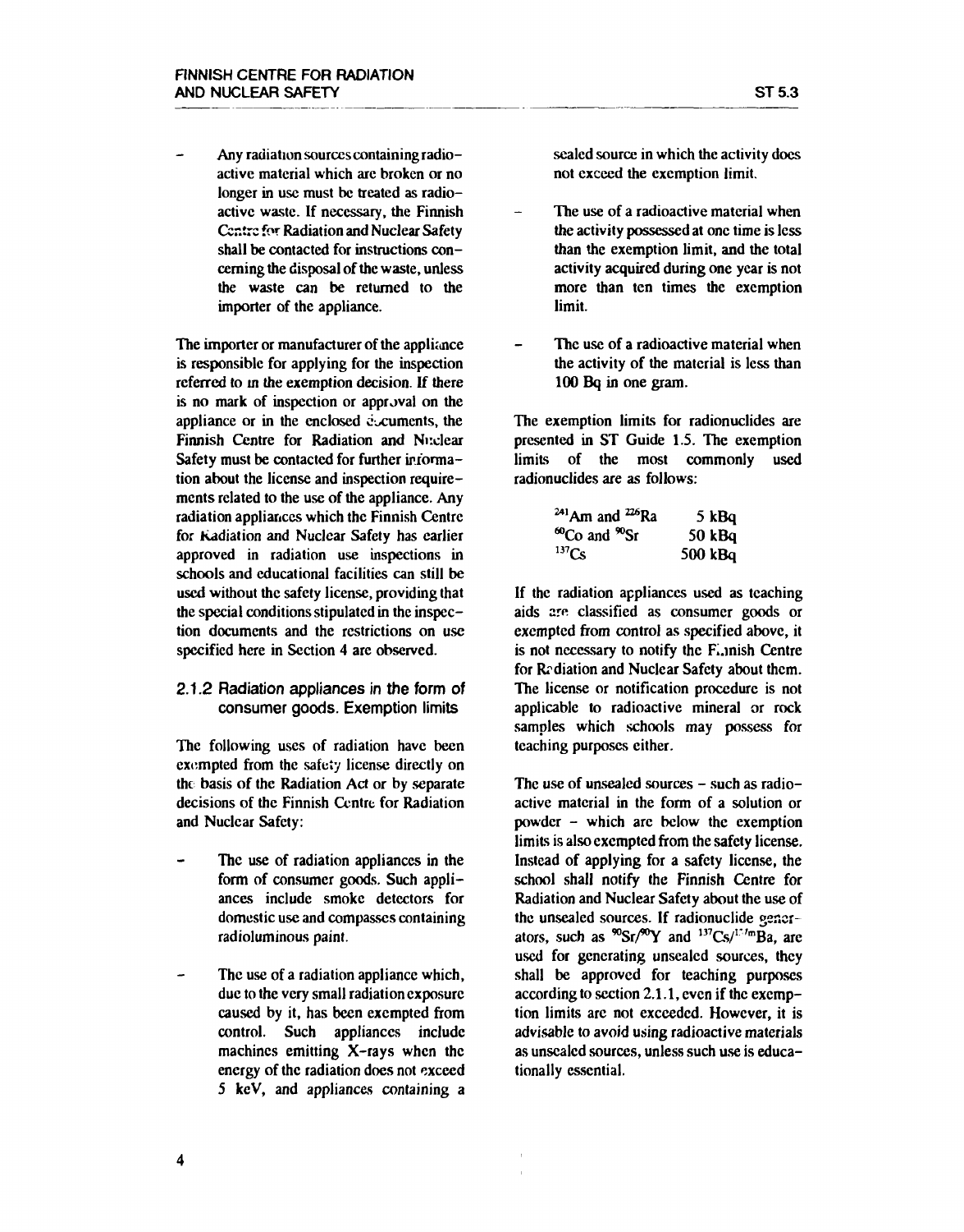- Any radiation sources containing radioactive material which are broken or no longer in use must be treated as radioactive waste. If necessary, the Finnish Centre for Radiation and Nuclear Safety shall be contacted for instructions concerning the disposal of the waste, unless the waste can be returned to the importer of the appliance.

The importer or manufacturer of the appliance is responsible for applying for the inspection referred to in the exemption decision. If there is no mark of inspection or approval on the appliance or in the enclosed documents, the Finnish Centre for Radiation and Nuclear Safety must be contacted for further information about the license and inspection requirements related to the use of the appliance. Any radiation appliances which the Finnish Centre for Radiation and Nuclear Safety has earlier approved in radiation use inspections in schools and educational facilities can still be used without the safety license, providing that the special conditions stipulated in the inspection documents and the restrictions on use specified here in Section 4 are observed.

### 2.1.2 Radiation appliances in the form of consumer goods. Exemption limits

The following uses of radiation have been exempted from the safety license directly on the basis of the Radiation Act or by separate decisions of the Finnish Centre for Radiation and Nuclear Safety:

- The use of radiation appliances in the form of consumer goods. Such appliances include smoke detectors for domestic use and compasses containing radioluminous paint.

- The use of a radiation appliance which, due to the very small radiation exposure caused by it, has been exempted from control. Such appliances include machines emitting X-rays when the energy of the radiation does not exceed 5 keV, and appliances containing a sealed source in which the activity does not exceed the exemption limit.

- The use of a radioactive material when the activity possessed at one time is less than the exemption limit, and the total activity acquired during one year is not more than ten times the exemption limit.

- The use of a radioactive material when the activity of the material is less than 100 Bq in one gram.

The exemption limits for radionuclides are presented in ST Guide 1.5. The exemption limits of the most commonly used radionuclides are as follows:

| | |
|---|---|
| $^{241}$Am and $^{226}$Ra | 5 kBq |
| $^{60}$Co and $^{90}$Sr | 50 kBq |
| $^{137}$Cs | 500 kBq |

If the radiation appliances used as teaching aids are classified as consumer goods or exempted from control as specified above, it is not necessary to notify the Finnish Centre for Radiation and Nuclear Safety about them. The license or notification procedure is not applicable to radioactive mineral or rock samples which schools may possess for teaching purposes either.

The use of unsealed sources – such as radioactive material in the form of a solution or powder – which are below the exemption limits is also exempted from the safety license. Instead of applying for a safety license, the school shall notify the Finnish Centre for Radiation and Nuclear Safety about the use of the unsealed sources. If radionuclide generators, such as $^{90}$Sr/$^{90}$Y and $^{137}$Cs/$^{137m}$Ba, are used for generating unsealed sources, they shall be approved for teaching purposes according to section 2.1.1, even if the exemption limits are not exceeded. However, it is advisable to avoid using radioactive materials as unsealed sources, unless such use is educationally essential.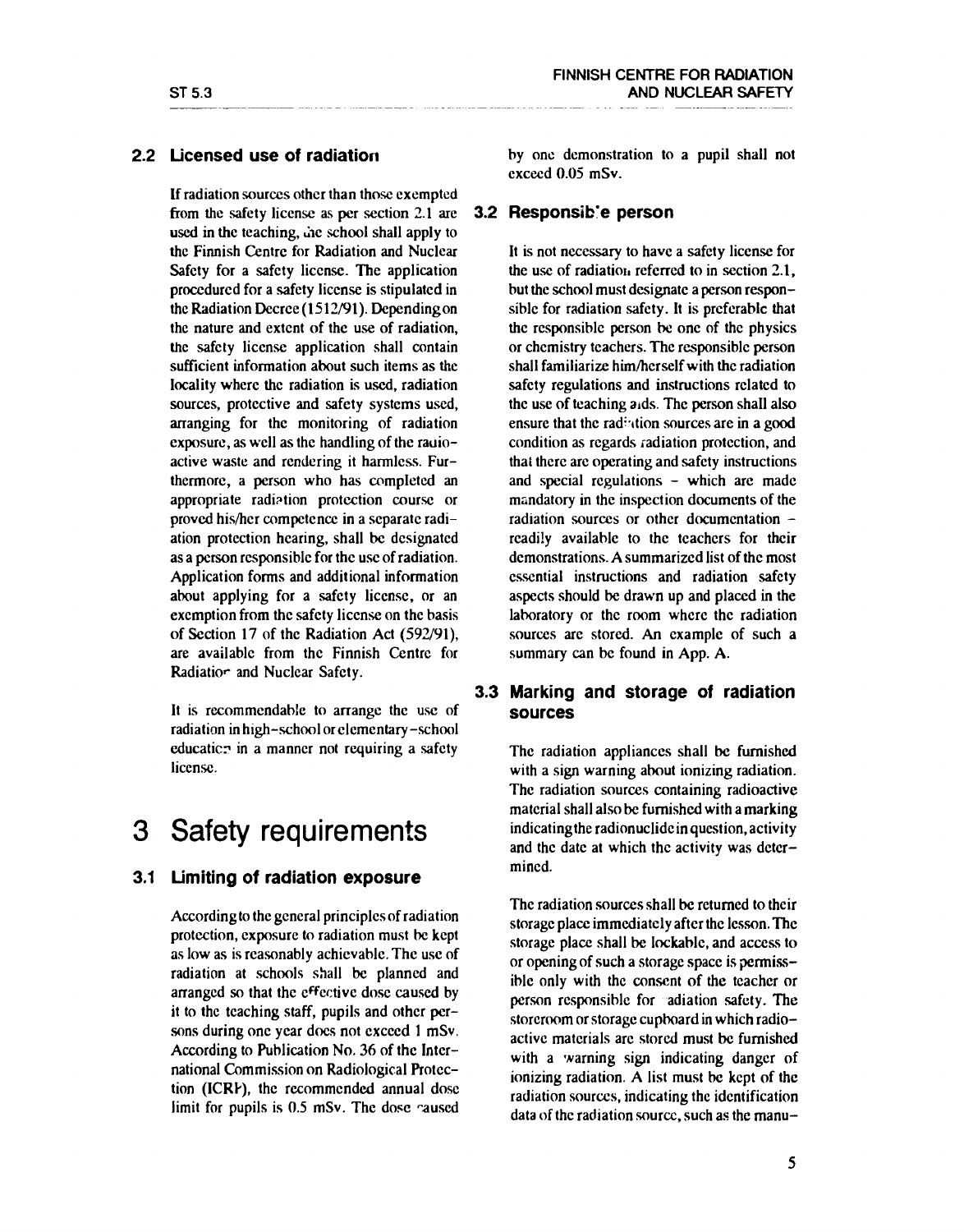## 2.2 Licensed use of radiation

If radiation sources other than those exempted from the safety license as per section 2.1 are used in the teaching, the school shall apply to the Finnish Centre for Radiation and Nuclear Safety for a safety license. The application procedured for a safety license is stipulated in the Radiation Decree (1512/91). Depending on the nature and extent of the use of radiation, the safety license application shall contain sufficient information about such items as the locality where the radiation is used, radiation sources, protective and safety systems used, arranging for the monitoring of radiation exposure, as well as the handling of the radioactive waste and rendering it harmless. Furthermore, a person who has completed an appropriate radiation protection course or proved his/her competence in a separate radiation protection hearing, shall be designated as a person responsible for the use of radiation. Application forms and additional information about applying for a safety license, or an exemption from the safety license on the basis of Section 17 of the Radiation Act (592/91), are available from the Finnish Centre for Radiation and Nuclear Safety.

It is recommendable to arrange the use of radiation in high-school or elementary-school education in a manner not requiring a safety license.

# 3 Safety requirements

## 3.1 Limiting of radiation exposure

According to the general principles of radiation protection, exposure to radiation must be kept as low as is reasonably achievable. The use of radiation at schools shall be planned and arranged so that the effective dose caused by it to the teaching staff, pupils and other persons during one year does not exceed 1 mSv. According to Publication No. 36 of the International Commission on Radiological Protection (ICRP), the recommended annual dose limit for pupils is 0.5 mSv. The dose caused by one demonstration to a pupil shall not exceed 0.05 mSv.

## 3.2 Responsible person

It is not necessary to have a safety license for the use of radiation referred to in section 2.1, but the school must designate a person responsible for radiation safety. It is preferable that the responsible person be one of the physics or chemistry teachers. The responsible person shall familiarize him/herself with the radiation safety regulations and instructions related to the use of teaching aids. The person shall also ensure that the radiation sources are in a good condition as regards radiation protection, and that there are operating and safety instructions and special regulations – which are made mandatory in the inspection documents of the radiation sources or other documentation – readily available to the teachers for their demonstrations. A summarized list of the most essential instructions and radiation safety aspects should be drawn up and placed in the laboratory or the room where the radiation sources are stored. An example of such a summary can be found in App. A.

## 3.3 Marking and storage of radiation sources

The radiation appliances shall be furnished with a sign warning about ionizing radiation. The radiation sources containing radioactive material shall also be furnished with a marking indicating the radionuclide in question, activity and the date at which the activity was determined.

The radiation sources shall be returned to their storage place immediately after the lesson. The storage place shall be lockable, and access to or opening of such a storage space is permissible only with the consent of the teacher or person responsible for radiation safety. The storeroom or storage cupboard in which radioactive materials are stored must be furnished with a warning sign indicating danger of ionizing radiation. A list must be kept of the radiation sources, indicating the identification data of the radiation source, such as the manu-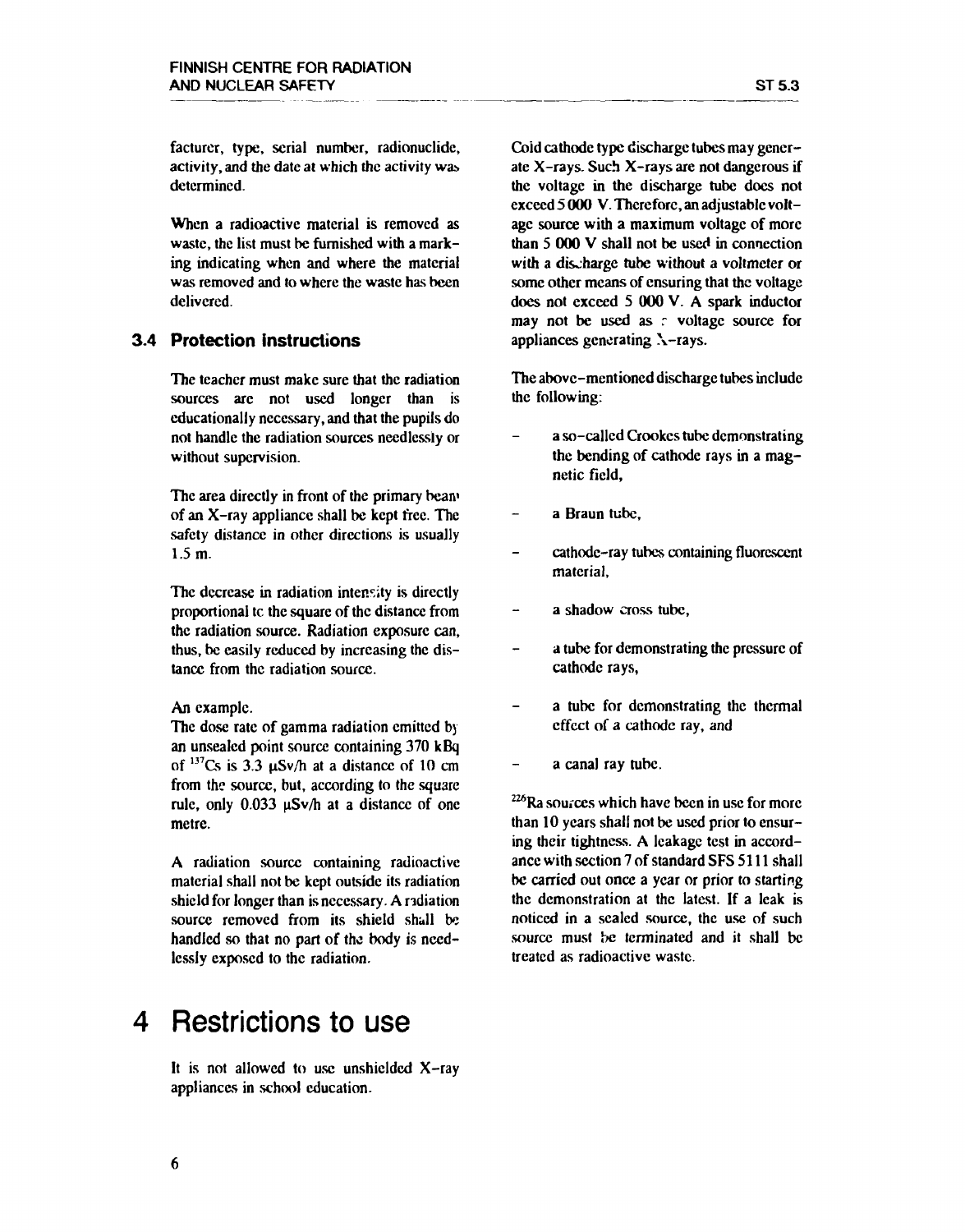facturer, type, serial number, radionuclide, activity, and the date at which the activity was determined.

When a radioactive material is removed as waste, the list must be furnished with a marking indicating when and where the material was removed and to where the waste has been delivered.

### 3.4 Protection instructions

The teacher must make sure that the radiation sources are not used longer than is educationally necessary, and that the pupils do not handle the radiation sources needlessly or without supervision.

The area directly in front of the primary beam of an X-ray appliance shall be kept free. The safety distance in other directions is usually 1.5 m.

The decrease in radiation intensity is directly proportional to the square of the distance from the radiation source. Radiation exposure can, thus, be easily reduced by increasing the distance from the radiation source.

An example.
The dose rate of gamma radiation emitted by an unsealed point source containing 370 kBq of $^{137}$Cs is 3.3 μSv/h at a distance of 10 cm from the source, but, according to the square rule, only 0.033 μSv/h at a distance of one metre.

A radiation source containing radioactive material shall not be kept outside its radiation shield for longer than is necessary. A radiation source removed from its shield shall be handled so that no part of the body is needlessly exposed to the radiation.

# 4 Restrictions to use

It is not allowed to use unshielded X-ray appliances in school education.

Cold cathode type discharge tubes may generate X-rays. Such X-rays are not dangerous if the voltage in the discharge tube does not exceed 5 000 V. Therefore, an adjustable voltage source with a maximum voltage of more than 5 000 V shall not be used in connection with a discharge tube without a voltmeter or some other means of ensuring that the voltage does not exceed 5 000 V. A spark inductor may not be used as a voltage source for appliances generating X-rays.

The above-mentioned discharge tubes include the following:

- a so-called Crookes tube demonstrating the bending of cathode rays in a magnetic field,
- a Braun tube,
- cathode-ray tubes containing fluorescent material,
- a shadow cross tube,
- a tube for demonstrating the pressure of cathode rays,
- a tube for demonstrating the thermal effect of a cathode ray, and
- a canal ray tube.

$^{226}$Ra sources which have been in use for more than 10 years shall not be used prior to ensuring their tightness. A leakage test in accordance with section 7 of standard SFS 5111 shall be carried out once a year or prior to starting the demonstration at the latest. If a leak is noticed in a sealed source, the use of such source must be terminated and it shall be treated as radioactive waste.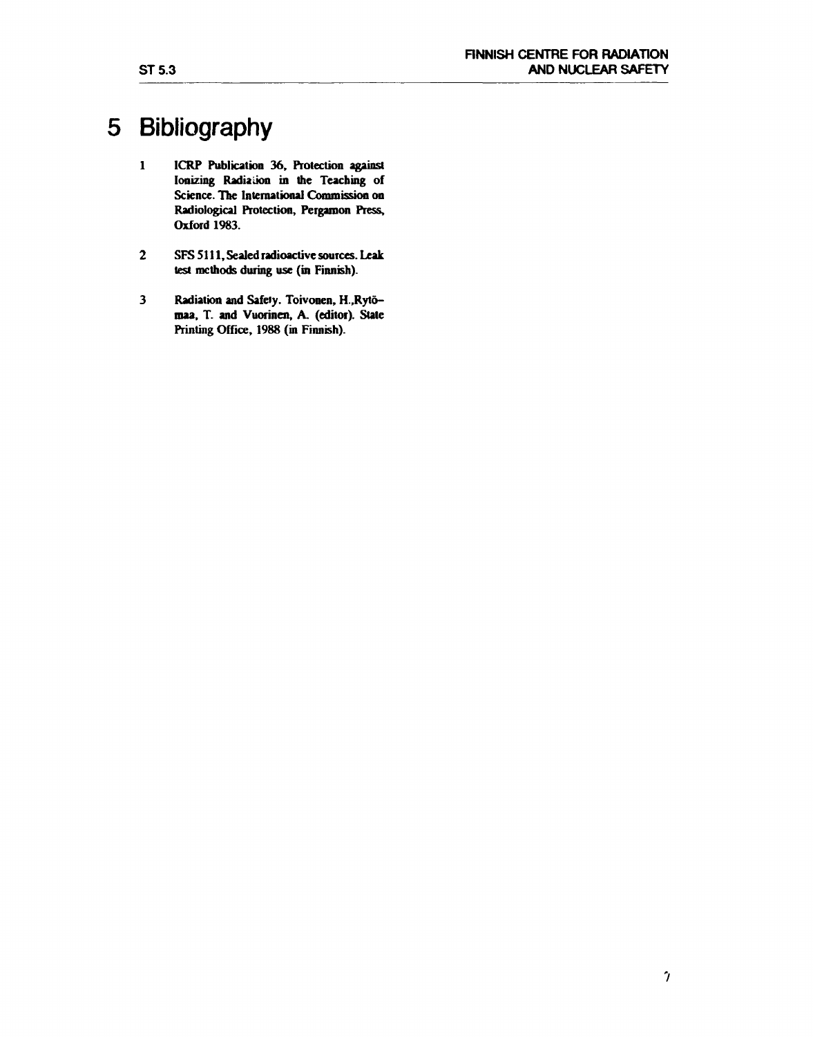# 5 Bibliography

1. ICRP Publication 36, Protection against Ionizing Radiation in the Teaching of Science. The International Commission on Radiological Protection, Pergamon Press, Oxford 1983.

2. SFS 5111, Sealed radioactive sources. Leak test methods during use (in Finnish).

3. Radiation and Safety. Toivonen, H.,Rytö–maa, T. and Vuorinen, A. (editor). State Printing Office, 1988 (in Finnish).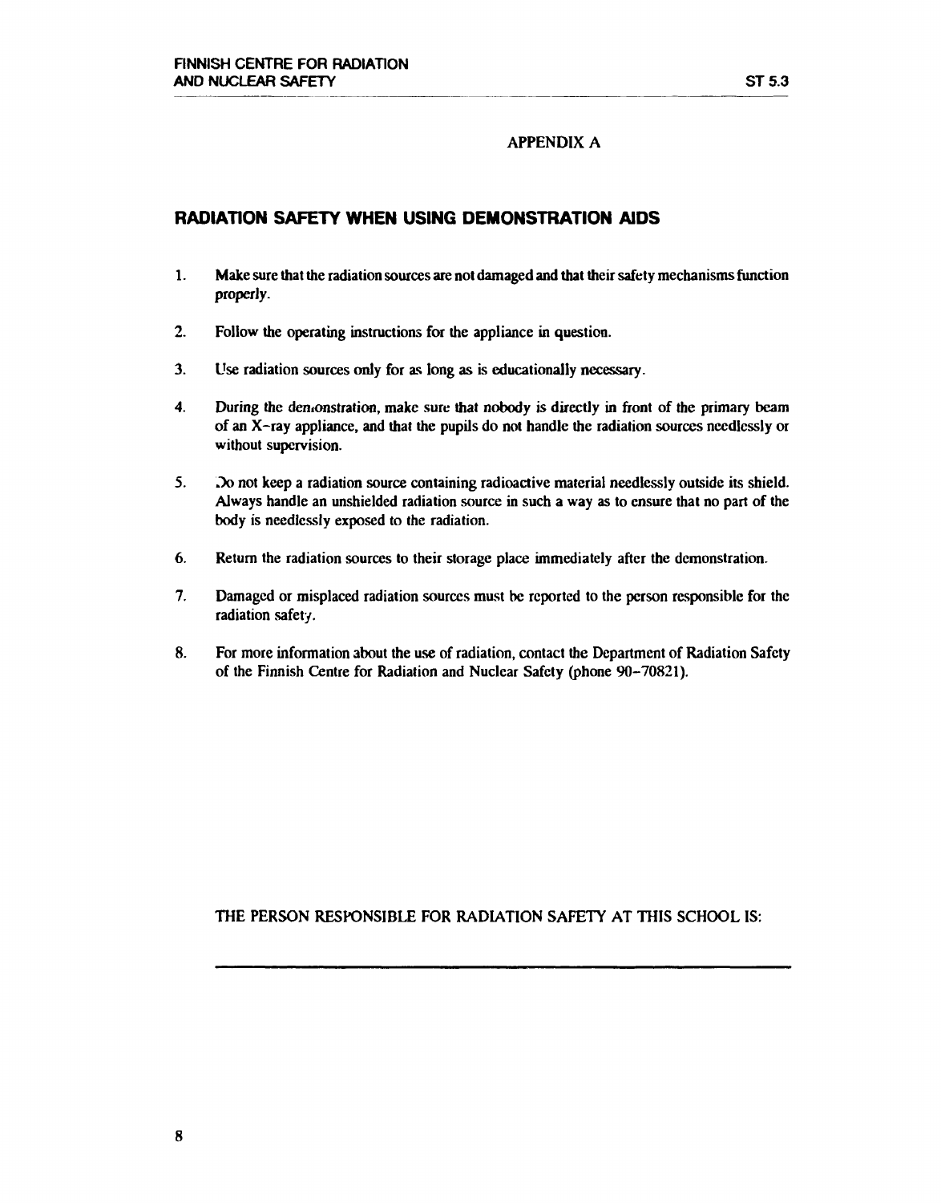APPENDIX A

## RADIATION SAFETY WHEN USING DEMONSTRATION AIDS

1. Make sure that the radiation sources are not damaged and that their safety mechanisms function properly.

2. Follow the operating instructions for the appliance in question.

3. Use radiation sources only for as long as is educationally necessary.

4. During the demonstration, make sure that nobody is directly in front of the primary beam of an X-ray appliance, and that the pupils do not handle the radiation sources needlessly or without supervision.

5. Do not keep a radiation source containing radioactive material needlessly outside its shield. Always handle an unshielded radiation source in such a way as to ensure that no part of the body is needlessly exposed to the radiation.

6. Return the radiation sources to their storage place immediately after the demonstration.

7. Damaged or misplaced radiation sources must be reported to the person responsible for the radiation safety.

8. For more information about the use of radiation, contact the Department of Radiation Safety of the Finnish Centre for Radiation and Nuclear Safety (phone 90–70821).

THE PERSON RESPONSIBLE FOR RADIATION SAFETY AT THIS SCHOOL IS:

______________________________________________________________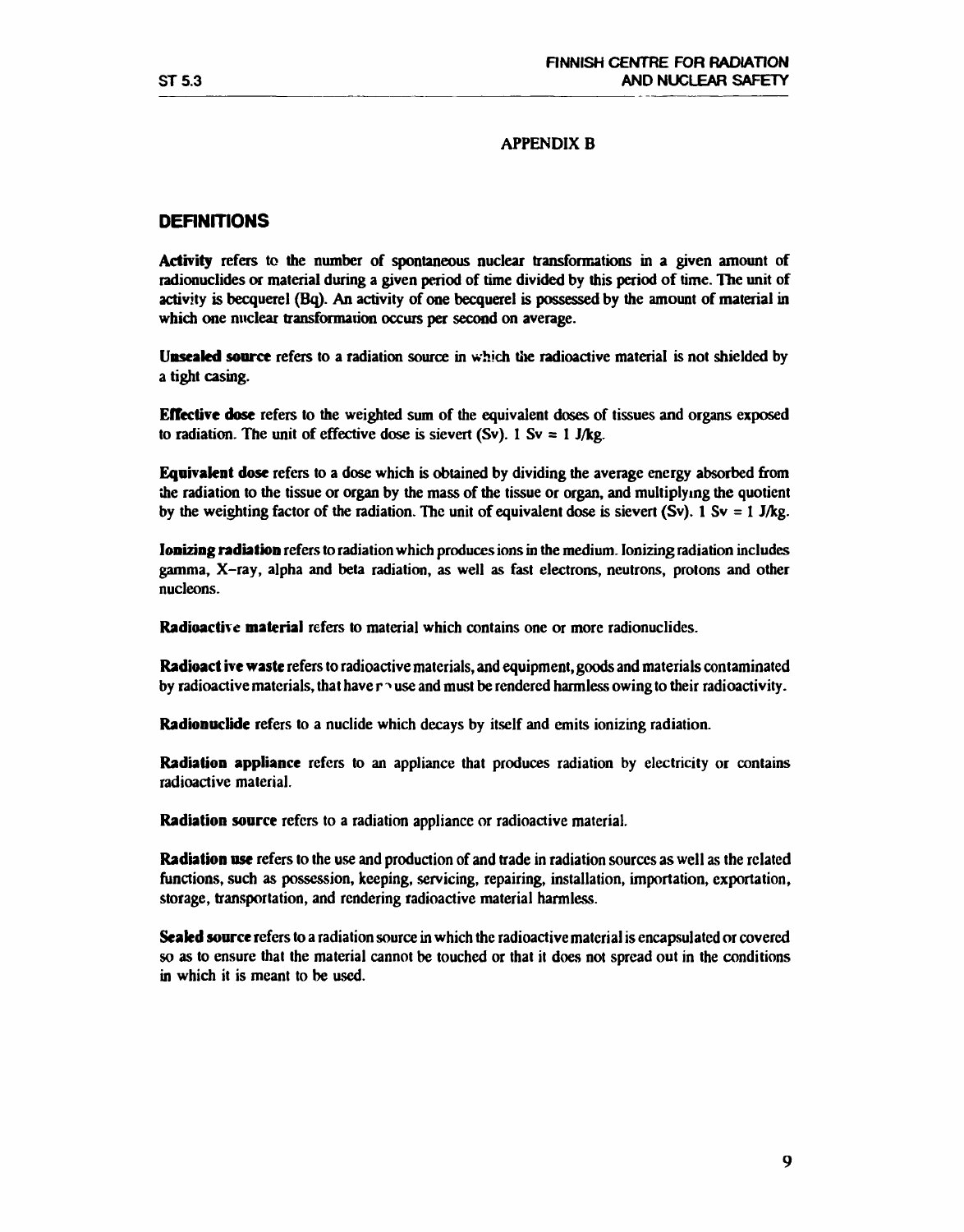## APPENDIX B

# DEFINITIONS

**Activity** refers to the number of spontaneous nuclear transformations in a given amount of radionuclides or material during a given period of time divided by this period of time. The unit of activity is becquerel (Bq). An activity of one becquerel is possessed by the amount of material in which one nuclear transformation occurs per second on average.

**Unsealed source** refers to a radiation source in which the radioactive material is not shielded by a tight casing.

**Effective dose** refers to the weighted sum of the equivalent doses of tissues and organs exposed to radiation. The unit of effective dose is sievert (Sv). 1 Sv = 1 J/kg.

**Equivalent dose** refers to a dose which is obtained by dividing the average energy absorbed from the radiation to the tissue or organ by the mass of the tissue or organ, and multiplying the quotient by the weighting factor of the radiation. The unit of equivalent dose is sievert (Sv). 1 Sv = 1 J/kg.

**Ionizing radiation** refers to radiation which produces ions in the medium. Ionizing radiation includes gamma, X–ray, alpha and beta radiation, as well as fast electrons, neutrons, protons and other nucleons.

**Radioactive material** refers to material which contains one or more radionuclides.

**Radioactive waste** refers to radioactive materials, and equipment, goods and materials contaminated by radioactive materials, that have no use and must be rendered harmless owing to their radioactivity.

**Radionuclide** refers to a nuclide which decays by itself and emits ionizing radiation.

**Radiation appliance** refers to an appliance that produces radiation by electricity or contains radioactive material.

**Radiation source** refers to a radiation appliance or radioactive material.

**Radiation use** refers to the use and production of and trade in radiation sources as well as the related functions, such as possession, keeping, servicing, repairing, installation, importation, exportation, storage, transportation, and rendering radioactive material harmless.

**Sealed source** refers to a radiation source in which the radioactive material is encapsulated or covered so as to ensure that the material cannot be touched or that it does not spread out in the conditions in which it is meant to be used.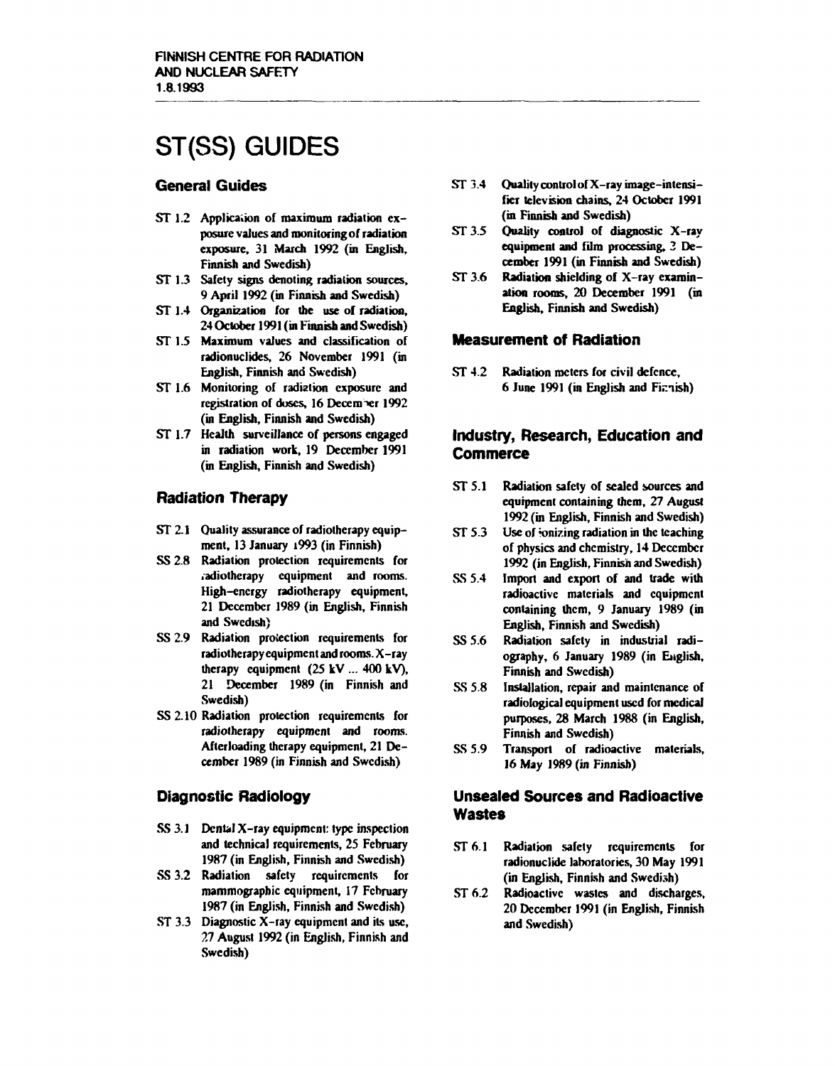FINNISH CENTRE FOR RADIATION AND NUCLEAR SAFETY
1.8.1993

# ST(SS) GUIDES

## General Guides

- ST 1.2 Application of maximum radiation exposure values and monitoring of radiation exposure, 31 March 1992 (in English, Finnish and Swedish)
- ST 1.3 Safety signs denoting radiation sources, 9 April 1992 (in Finnish and Swedish)
- ST 1.4 Organization for the use of radiation, 24 October 1991 (in Finnish and Swedish)
- ST 1.5 Maximum values and classification of radionuclides, 26 November 1991 (in English, Finnish and Swedish)
- ST 1.6 Monitoring of radiation exposure and registration of doses, 16 December 1992 (in English, Finnish and Swedish)
- ST 1.7 Health surveillance of persons engaged in radiation work, 19 December 1991 (in English, Finnish and Swedish)

## Radiation Therapy

- ST 2.1 Quality assurance of radiotherapy equipment, 13 January 1993 (in Finnish)
- SS 2.8 Radiation protection requirements for radiotherapy equipment and rooms. High-energy radiotherapy equipment, 21 December 1989 (in English, Finnish and Swedish)
- SS 2.9 Radiation protection requirements for radiotherapy equipment and rooms. X-ray therapy equipment (25 kV ... 400 kV), 21 December 1989 (in Finnish and Swedish)
- SS 2.10 Radiation protection requirements for radiotherapy equipment and rooms. Afterloading therapy equipment, 21 December 1989 (in Finnish and Swedish)

## Diagnostic Radiology

- SS 3.1 Dental X-ray equipment: type inspection and technical requirements, 25 February 1987 (in English, Finnish and Swedish)
- SS 3.2 Radiation safety requirements for mammographic equipment, 17 February 1987 (in English, Finnish and Swedish)
- ST 3.3 Diagnostic X-ray equipment and its use, 27 August 1992 (in English, Finnish and Swedish)
- ST 3.4 Quality control of X-ray image-intensifier television chains, 24 October 1991 (in Finnish and Swedish)
- ST 3.5 Quality control of diagnostic X-ray equipment and film processing, 3 December 1991 (in Finnish and Swedish)
- ST 3.6 Radiation shielding of X-ray examination rooms, 20 December 1991 (in English, Finnish and Swedish)

## Measurement of Radiation

- ST 4.2 Radiation meters for civil defence, 6 June 1991 (in English and Finnish)

## Industry, Research, Education and Commerce

- ST 5.1 Radiation safety of sealed sources and equipment containing them, 27 August 1992 (in English, Finnish and Swedish)
- ST 5.3 Use of ionizing radiation in the teaching of physics and chemistry, 14 December 1992 (in English, Finnish and Swedish)
- SS 5.4 Import and export of and trade with radioactive materials and equipment containing them, 9 January 1989 (in English, Finnish and Swedish)
- SS 5.6 Radiation safety in industrial radiography, 6 January 1989 (in English, Finnish and Swedish)
- SS 5.8 Installation, repair and maintenance of radiological equipment used for medical purposes, 28 March 1988 (in English, Finnish and Swedish)
- SS 5.9 Transport of radioactive materials, 16 May 1989 (in Finnish)

## Unsealed Sources and Radioactive Wastes

- ST 6.1 Radiation safety requirements for radionuclide laboratories, 30 May 1991 (in English, Finnish and Swedish)
- ST 6.2 Radioactive wastes and discharges, 20 December 1991 (in English, Finnish and Swedish)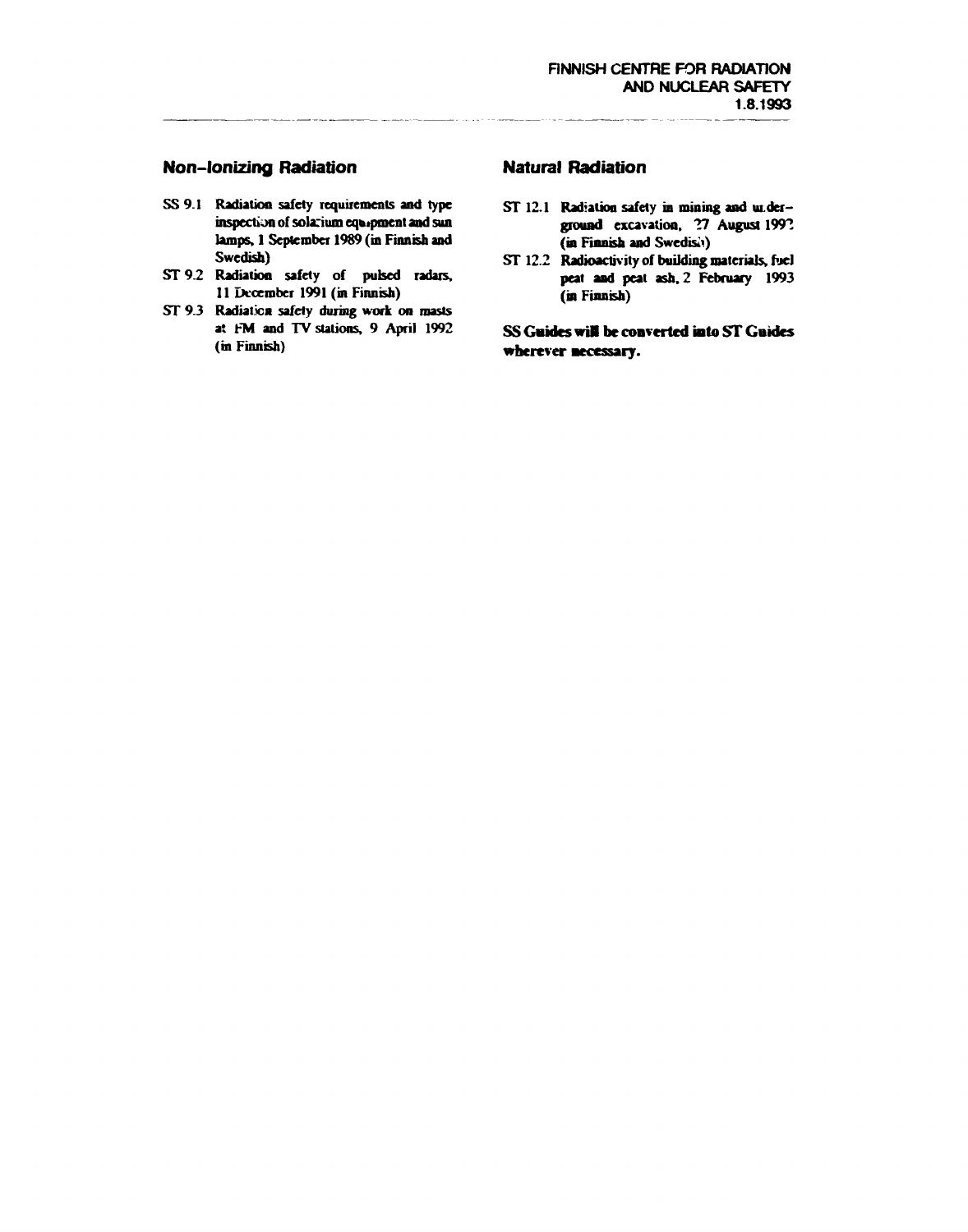## Non-Ionizing Radiation

- SS 9.1 Radiation safety requirements and type inspection of solarium equipment and sun lamps, 1 September 1989 (in Finnish and Swedish)
- ST 9.2 Radiation safety of pulsed radars, 11 December 1991 (in Finnish)
- ST 9.3 Radiation safety during work on masts at FM and TV stations, 9 April 1992 (in Finnish)

## Natural Radiation

- ST 12.1 Radiation safety in mining and underground excavation, 27 August 1992 (in Finnish and Swedish)
- ST 12.2 Radioactivity of building materials, fuel peat and peat ash, 2 February 1993 (in Finnish)

**SS Guides will be converted into ST Guides wherever necessary.**